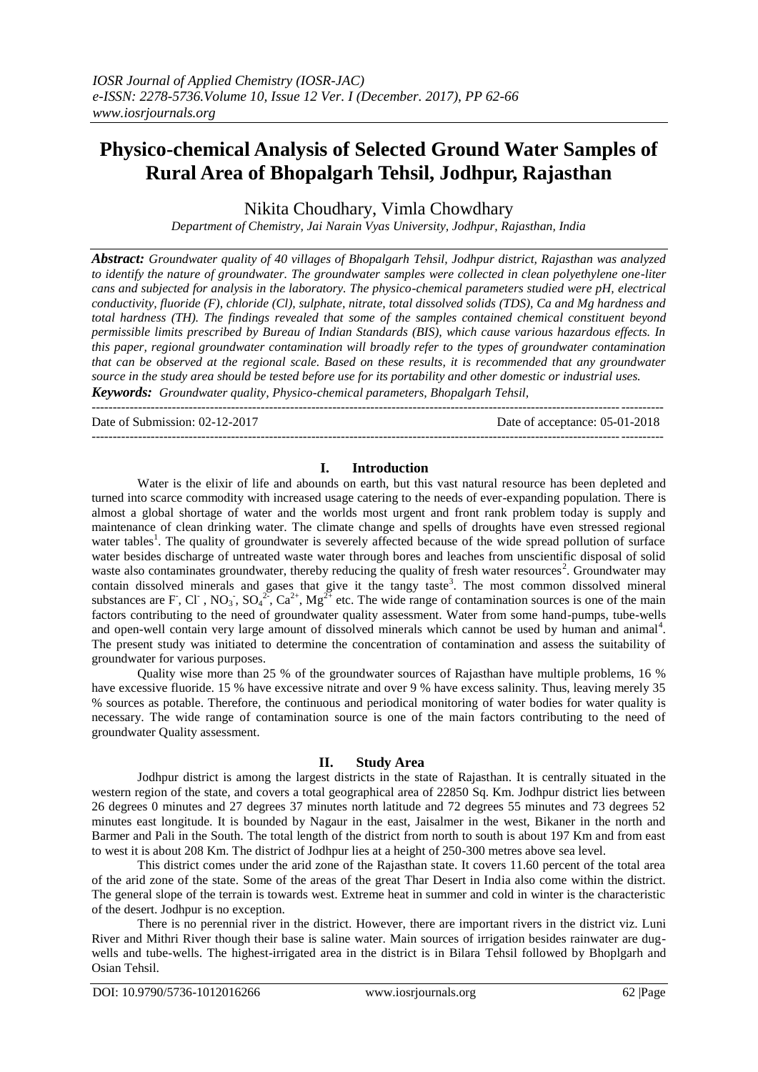# Physico-chemical Analysis of Selected Ground Water Samples of Rural Area of Bhopalgarh Tehsil, Jodhpur, Rajasthan

Nikita Choudhary, Vimla Chowdhary

*Department of Chemistry, Jai Narain Vyas University, Jodhpur, Rajasthan, India*

***Abstract:*** *Groundwater quality of 40 villages of Bhopalgarh Tehsil, Jodhpur district, Rajasthan was analyzed to identify the nature of groundwater. The groundwater samples were collected in clean polyethylene one-liter cans and subjected for analysis in the laboratory. The physico-chemical parameters studied were pH, electrical conductivity, fluoride (F), chloride (Cl), sulphate, nitrate, total dissolved solids (TDS), Ca and Mg hardness and total hardness (TH). The findings revealed that some of the samples contained chemical constituent beyond permissible limits prescribed by Bureau of Indian Standards (BIS), which cause various hazardous effects. In this paper, regional groundwater contamination will broadly refer to the types of groundwater contamination that can be observed at the regional scale. Based on these results, it is recommended that any groundwater source in the study area should be tested before use for its portability and other domestic or industrial uses.*

***Keywords:*** *Groundwater quality, Physico-chemical parameters, Bhopalgarh Tehsil,*

Date of Submission: 02-12-2017 Date of acceptance: 05-01-2018

## I. Introduction

Water is the elixir of life and abounds on earth, but this vast natural resource has been depleted and turned into scarce commodity with increased usage catering to the needs of ever-expanding population. There is almost a global shortage of water and the worlds most urgent and front rank problem today is supply and maintenance of clean drinking water. The climate change and spells of droughts have even stressed regional water tables[1]. The quality of groundwater is severely affected because of the wide spread pollution of surface water besides discharge of untreated waste water through bores and leaches from unscientific disposal of solid waste also contaminates groundwater, thereby reducing the quality of fresh water resources[2]. Groundwater may contain dissolved minerals and gases that give it the tangy taste[3]. The most common dissolved mineral substances are $F^-$, $Cl^-$, $NO_3^-$, $SO_4^{2-}$, $Ca^{2+}$, $Mg^{2+}$ etc. The wide range of contamination sources is one of the main factors contributing to the need of groundwater quality assessment. Water from some hand-pumps, tube-wells and open-well contain very large amount of dissolved minerals which cannot be used by human and animal[4]. The present study was initiated to determine the concentration of contamination and assess the suitability of groundwater for various purposes.

Quality wise more than 25 % of the groundwater sources of Rajasthan have multiple problems, 16 % have excessive fluoride. 15 % have excessive nitrate and over 9 % have excess salinity. Thus, leaving merely 35 % sources as potable. Therefore, the continuous and periodical monitoring of water bodies for water quality is necessary. The wide range of contamination source is one of the main factors contributing to the need of groundwater Quality assessment.

## II. Study Area

Jodhpur district is among the largest districts in the state of Rajasthan. It is centrally situated in the western region of the state, and covers a total geographical area of 22850 Sq. Km. Jodhpur district lies between 26 degrees 0 minutes and 27 degrees 37 minutes north latitude and 72 degrees 55 minutes and 73 degrees 52 minutes east longitude. It is bounded by Nagaur in the east, Jaisalmer in the west, Bikaner in the north and Barmer and Pali in the South. The total length of the district from north to south is about 197 Km and from east to west it is about 208 Km. The district of Jodhpur lies at a height of 250-300 metres above sea level.

This district comes under the arid zone of the Rajasthan state. It covers 11.60 percent of the total area of the arid zone of the state. Some of the areas of the great Thar Desert in India also come within the district. The general slope of the terrain is towards west. Extreme heat in summer and cold in winter is the characteristic of the desert. Jodhpur is no exception.

There is no perennial river in the district. However, there are important rivers in the district viz. Luni River and Mithri River though their base is saline water. Main sources of irrigation besides rainwater are dug-wells and tube-wells. The highest-irrigated area in the district is in Bilara Tehsil followed by Bhoplgarh and Osian Tehsil.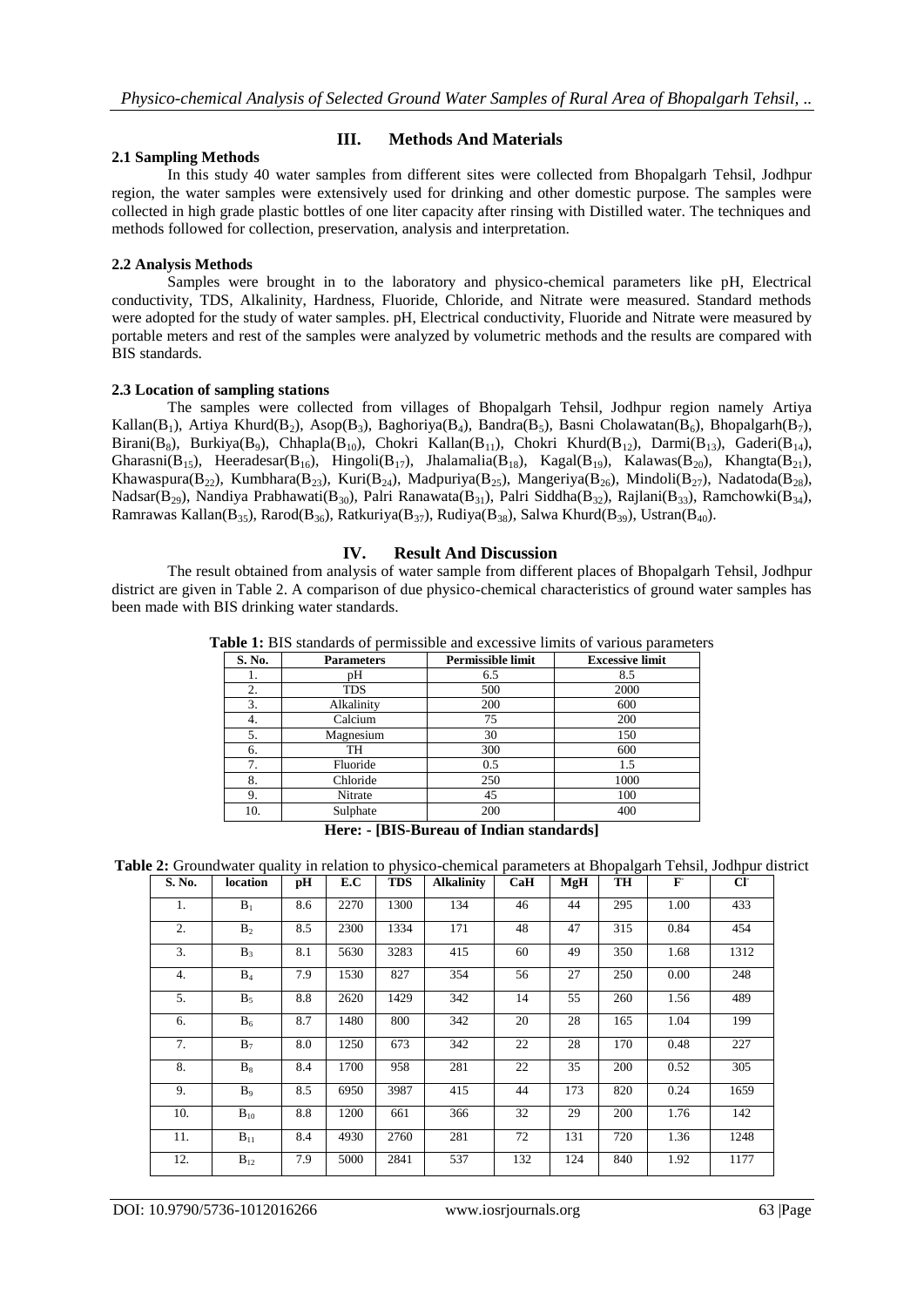## III. Methods And Materials

### 2.1 Sampling Methods

In this study 40 water samples from different sites were collected from Bhopalgarh Tehsil, Jodhpur region, the water samples were extensively used for drinking and other domestic purpose. The samples were collected in high grade plastic bottles of one liter capacity after rinsing with Distilled water. The techniques and methods followed for collection, preservation, analysis and interpretation.

### 2.2 Analysis Methods

Samples were brought in to the laboratory and physico-chemical parameters like pH, Electrical conductivity, TDS, Alkalinity, Hardness, Fluoride, Chloride, and Nitrate were measured. Standard methods were adopted for the study of water samples. pH, Electrical conductivity, Fluoride and Nitrate were measured by portable meters and rest of the samples were analyzed by volumetric methods and the results are compared with BIS standards.

### 2.3 Location of sampling stations

The samples were collected from villages of Bhopalgarh Tehsil, Jodhpur region namely Artiya Kallan($B_1$), Artiya Khurd($B_2$), Asop($B_3$), Baghoriya($B_4$), Bandra($B_5$), Basni Cholawatan($B_6$), Bhopalgarh($B_7$), Birani($B_8$), Burkiya($B_9$), Chhapla($B_{10}$), Chokri Kallan($B_{11}$), Chokri Khurd($B_{12}$), Darmi($B_{13}$), Gaderi($B_{14}$), Gharasni($B_{15}$), Heeradesar($B_{16}$), Hingoli($B_{17}$), Jhalamalia($B_{18}$), Kagal($B_{19}$), Kalawas($B_{20}$), Khangta($B_{21}$), Khawaspura($B_{22}$), Kumbhara($B_{23}$), Kuri($B_{24}$), Madpuriya($B_{25}$), Mangeriya($B_{26}$), Mindoli($B_{27}$), Nadatoda($B_{28}$), Nadsar($B_{29}$), Nandiya Prabhawati($B_{30}$), Palri Ranawata($B_{31}$), Palri Siddha($B_{32}$), Rajlani($B_{33}$), Ramchowki($B_{34}$), Ramrawas Kallan($B_{35}$), Rarod($B_{36}$), Ratkuriya($B_{37}$), Rudiya($B_{38}$), Salwa Khurd($B_{39}$), Ustran($B_{40}$).

## IV. Result And Discussion

The result obtained from analysis of water sample from different places of Bhopalgarh Tehsil, Jodhpur district are given in Table 2. A comparison of due physico-chemical characteristics of ground water samples has been made with BIS drinking water standards.

**Table 1:** BIS standards of permissible and excessive limits of various parameters

| S. No. | Parameters | Permissible limit | Excessive limit |
|---|---|---|---|
| 1. | pH | 6.5 | 8.5 |
| 2. | TDS | 500 | 2000 |
| 3. | Alkalinity | 200 | 600 |
| 4. | Calcium | 75 | 200 |
| 5. | Magnesium | 30 | 150 |
| 6. | TH | 300 | 600 |
| 7. | Fluoride | 0.5 | 1.5 |
| 8. | Chloride | 250 | 1000 |
| 9. | Nitrate | 45 | 100 |
| 10. | Sulphate | 200 | 400 |

**Here: - [BIS-Bureau of Indian standards]**

**Table 2:** Groundwater quality in relation to physico-chemical parameters at Bhopalgarh Tehsil, Jodhpur district

| S. No. | location | pH | E.C | TDS | Alkalinity | CaH | MgH | TH | $F^-$ | $Cl^-$ |
|---|---|---|---|---|---|---|---|---|---|---|
| 1. | $B_1$ | 8.6 | 2270 | 1300 | 134 | 46 | 44 | 295 | 1.00 | 433 |
| 2. | $B_2$ | 8.5 | 2300 | 1334 | 171 | 48 | 47 | 315 | 0.84 | 454 |
| 3. | $B_3$ | 8.1 | 5630 | 3283 | 415 | 60 | 49 | 350 | 1.68 | 1312 |
| 4. | $B_4$ | 7.9 | 1530 | 827 | 354 | 56 | 27 | 250 | 0.00 | 248 |
| 5. | $B_5$ | 8.8 | 2620 | 1429 | 342 | 14 | 55 | 260 | 1.56 | 489 |
| 6. | $B_6$ | 8.7 | 1480 | 800 | 342 | 20 | 28 | 165 | 1.04 | 199 |
| 7. | $B_7$ | 8.0 | 1250 | 673 | 342 | 22 | 28 | 170 | 0.48 | 227 |
| 8. | $B_8$ | 8.4 | 1700 | 958 | 281 | 22 | 35 | 200 | 0.52 | 305 |
| 9. | $B_9$ | 8.5 | 6950 | 3987 | 415 | 44 | 173 | 820 | 0.24 | 1659 |
| 10. | $B_{10}$ | 8.8 | 1200 | 661 | 366 | 32 | 29 | 200 | 1.76 | 142 |
| 11. | $B_{11}$ | 8.4 | 4930 | 2760 | 281 | 72 | 131 | 720 | 1.36 | 1248 |
| 12. | $B_{12}$ | 7.9 | 5000 | 2841 | 537 | 132 | 124 | 840 | 1.92 | 1177 |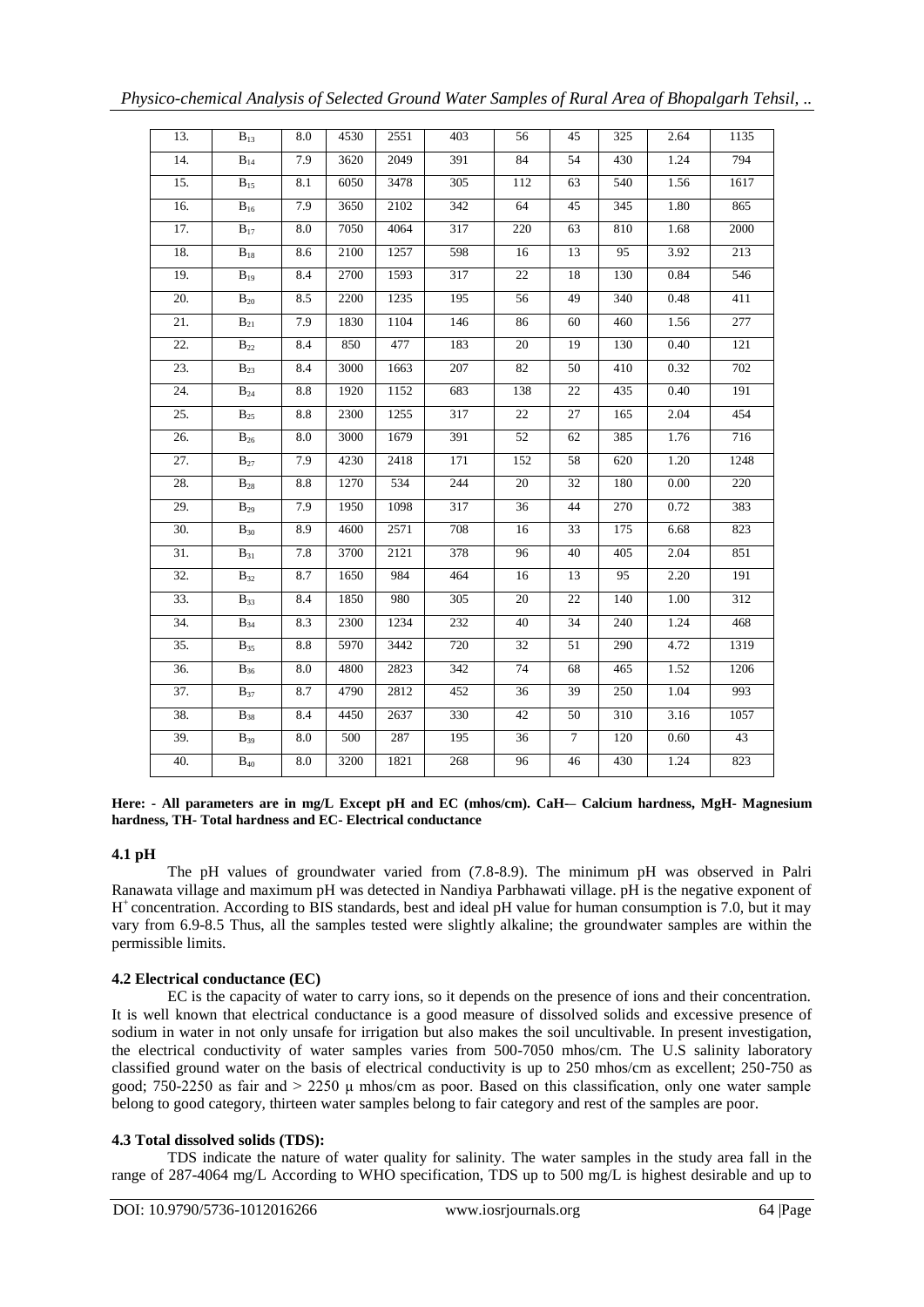| 13. | $B_{13}$ | 8.0 | 4530 | 2551 | 403 | 56 | 45 | 325 | 2.64 | 1135 |
|---|---|---|---|---|---|---|---|---|---|---|
| 14. | $B_{14}$ | 7.9 | 3620 | 2049 | 391 | 84 | 54 | 430 | 1.24 | 794 |
| 15. | $B_{15}$ | 8.1 | 6050 | 3478 | 305 | 112 | 63 | 540 | 1.56 | 1617 |
| 16. | $B_{16}$ | 7.9 | 3650 | 2102 | 342 | 64 | 45 | 345 | 1.80 | 865 |
| 17. | $B_{17}$ | 8.0 | 7050 | 4064 | 317 | 220 | 63 | 810 | 1.68 | 2000 |
| 18. | $B_{18}$ | 8.6 | 2100 | 1257 | 598 | 16 | 13 | 95 | 3.92 | 213 |
| 19. | $B_{19}$ | 8.4 | 2700 | 1593 | 317 | 22 | 18 | 130 | 0.84 | 546 |
| 20. | $B_{20}$ | 8.5 | 2200 | 1235 | 195 | 56 | 49 | 340 | 0.48 | 411 |
| 21. | $B_{21}$ | 7.9 | 1830 | 1104 | 146 | 86 | 60 | 460 | 1.56 | 277 |
| 22. | $B_{22}$ | 8.4 | 850 | 477 | 183 | 20 | 19 | 130 | 0.40 | 121 |
| 23. | $B_{23}$ | 8.4 | 3000 | 1663 | 207 | 82 | 50 | 410 | 0.32 | 702 |
| 24. | $B_{24}$ | 8.8 | 1920 | 1152 | 683 | 138 | 22 | 435 | 0.40 | 191 |
| 25. | $B_{25}$ | 8.8 | 2300 | 1255 | 317 | 22 | 27 | 165 | 2.04 | 454 |
| 26. | $B_{26}$ | 8.0 | 3000 | 1679 | 391 | 52 | 62 | 385 | 1.76 | 716 |
| 27. | $B_{27}$ | 7.9 | 4230 | 2418 | 171 | 152 | 58 | 620 | 1.20 | 1248 |
| 28. | $B_{28}$ | 8.8 | 1270 | 534 | 244 | 20 | 32 | 180 | 0.00 | 220 |
| 29. | $B_{29}$ | 7.9 | 1950 | 1098 | 317 | 36 | 44 | 270 | 0.72 | 383 |
| 30. | $B_{30}$ | 8.9 | 4600 | 2571 | 708 | 16 | 33 | 175 | 6.68 | 823 |
| 31. | $B_{31}$ | 7.8 | 3700 | 2121 | 378 | 96 | 40 | 405 | 2.04 | 851 |
| 32. | $B_{32}$ | 8.7 | 1650 | 984 | 464 | 16 | 13 | 95 | 2.20 | 191 |
| 33. | $B_{33}$ | 8.4 | 1850 | 980 | 305 | 20 | 22 | 140 | 1.00 | 312 |
| 34. | $B_{34}$ | 8.3 | 2300 | 1234 | 232 | 40 | 34 | 240 | 1.24 | 468 |
| 35. | $B_{35}$ | 8.8 | 5970 | 3442 | 720 | 32 | 51 | 290 | 4.72 | 1319 |
| 36. | $B_{36}$ | 8.0 | 4800 | 2823 | 342 | 74 | 68 | 465 | 1.52 | 1206 |
| 37. | $B_{37}$ | 8.7 | 4790 | 2812 | 452 | 36 | 39 | 250 | 1.04 | 993 |
| 38. | $B_{38}$ | 8.4 | 4450 | 2637 | 330 | 42 | 50 | 310 | 3.16 | 1057 |
| 39. | $B_{39}$ | 8.0 | 500 | 287 | 195 | 36 | 7 | 120 | 0.60 | 43 |
| 40. | $B_{40}$ | 8.0 | 3200 | 1821 | 268 | 96 | 46 | 430 | 1.24 | 823 |

**Here: - All parameters are in mg/L Except pH and EC (mhos/cm). CaH–- Calcium hardness, MgH- Magnesium hardness, TH- Total hardness and EC- Electrical conductance**

### 4.1 pH

The pH values of groundwater varied from (7.8-8.9). The minimum pH was observed in Palri Ranawata village and maximum pH was detected in Nandiya Parbhawati village. pH is the negative exponent of $H^+$ concentration. According to BIS standards, best and ideal pH value for human consumption is 7.0, but it may vary from 6.9-8.5 Thus, all the samples tested were slightly alkaline; the groundwater samples are within the permissible limits.

### 4.2 Electrical conductance (EC)

EC is the capacity of water to carry ions, so it depends on the presence of ions and their concentration. It is well known that electrical conductance is a good measure of dissolved solids and excessive presence of sodium in water in not only unsafe for irrigation but also makes the soil uncultivable. In present investigation, the electrical conductivity of water samples varies from 500-7050 mhos/cm. The U.S salinity laboratory classified ground water on the basis of electrical conductivity is up to 250 mhos/cm as excellent; 250-750 as good; 750-2250 as fair and > 2250 μ mhos/cm as poor. Based on this classification, only one water sample belong to good category, thirteen water samples belong to fair category and rest of the samples are poor.

### 4.3 Total dissolved solids (TDS):

TDS indicate the nature of water quality for salinity. The water samples in the study area fall in the range of 287-4064 mg/L According to WHO specification, TDS up to 500 mg/L is highest desirable and up to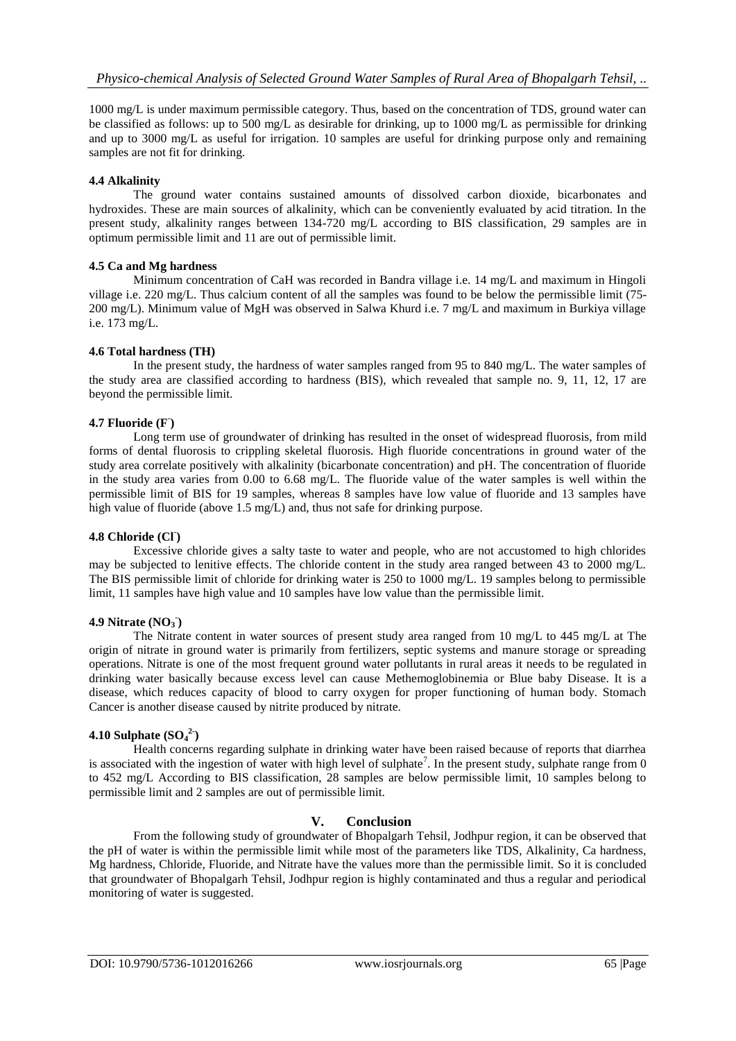1000 mg/L is under maximum permissible category. Thus, based on the concentration of TDS, ground water can be classified as follows: up to 500 mg/L as desirable for drinking, up to 1000 mg/L as permissible for drinking and up to 3000 mg/L as useful for irrigation. 10 samples are useful for drinking purpose only and remaining samples are not fit for drinking.

#### 4.4 Alkalinity

The ground water contains sustained amounts of dissolved carbon dioxide, bicarbonates and hydroxides. These are main sources of alkalinity, which can be conveniently evaluated by acid titration. In the present study, alkalinity ranges between 134-720 mg/L according to BIS classification, 29 samples are in optimum permissible limit and 11 are out of permissible limit.

#### 4.5 Ca and Mg hardness

Minimum concentration of CaH was recorded in Bandra village i.e. 14 mg/L and maximum in Hingoli village i.e. 220 mg/L. Thus calcium content of all the samples was found to be below the permissible limit (75-200 mg/L). Minimum value of MgH was observed in Salwa Khurd i.e. 7 mg/L and maximum in Burkiya village i.e. 173 mg/L.

#### 4.6 Total hardness (TH)

In the present study, the hardness of water samples ranged from 95 to 840 mg/L. The water samples of the study area are classified according to hardness (BIS), which revealed that sample no. 9, 11, 12, 17 are beyond the permissible limit.

#### 4.7 Fluoride ($F^-$)

Long term use of groundwater of drinking has resulted in the onset of widespread fluorosis, from mild forms of dental fluorosis to crippling skeletal fluorosis. High fluoride concentrations in ground water of the study area correlate positively with alkalinity (bicarbonate concentration) and pH. The concentration of fluoride in the study area varies from 0.00 to 6.68 mg/L. The fluoride value of the water samples is well within the permissible limit of BIS for 19 samples, whereas 8 samples have low value of fluoride and 13 samples have high value of fluoride (above 1.5 mg/L) and, thus not safe for drinking purpose.

#### 4.8 Chloride ($Cl^-$)

Excessive chloride gives a salty taste to water and people, who are not accustomed to high chlorides may be subjected to lenitive effects. The chloride content in the study area ranged between 43 to 2000 mg/L. The BIS permissible limit of chloride for drinking water is 250 to 1000 mg/L. 19 samples belong to permissible limit, 11 samples have high value and 10 samples have low value than the permissible limit.

#### 4.9 Nitrate ($NO_3^-$)

The Nitrate content in water sources of present study area ranged from 10 mg/L to 445 mg/L at The origin of nitrate in ground water is primarily from fertilizers, septic systems and manure storage or spreading operations. Nitrate is one of the most frequent ground water pollutants in rural areas it needs to be regulated in drinking water basically because excess level can cause Methemoglobinemia or Blue baby Disease. It is a disease, which reduces capacity of blood to carry oxygen for proper functioning of human body. Stomach Cancer is another disease caused by nitrite produced by nitrate.

#### 4.10 Sulphate ($SO_4^{2-}$)

Health concerns regarding sulphate in drinking water have been raised because of reports that diarrhea is associated with the ingestion of water with high level of sulphate[7]. In the present study, sulphate range from 0 to 452 mg/L According to BIS classification, 28 samples are below permissible limit, 10 samples belong to permissible limit and 2 samples are out of permissible limit.

## V. Conclusion

From the following study of groundwater of Bhopalgarh Tehsil, Jodhpur region, it can be observed that the pH of water is within the permissible limit while most of the parameters like TDS, Alkalinity, Ca hardness, Mg hardness, Chloride, Fluoride, and Nitrate have the values more than the permissible limit. So it is concluded that groundwater of Bhopalgarh Tehsil, Jodhpur region is highly contaminated and thus a regular and periodical monitoring of water is suggested.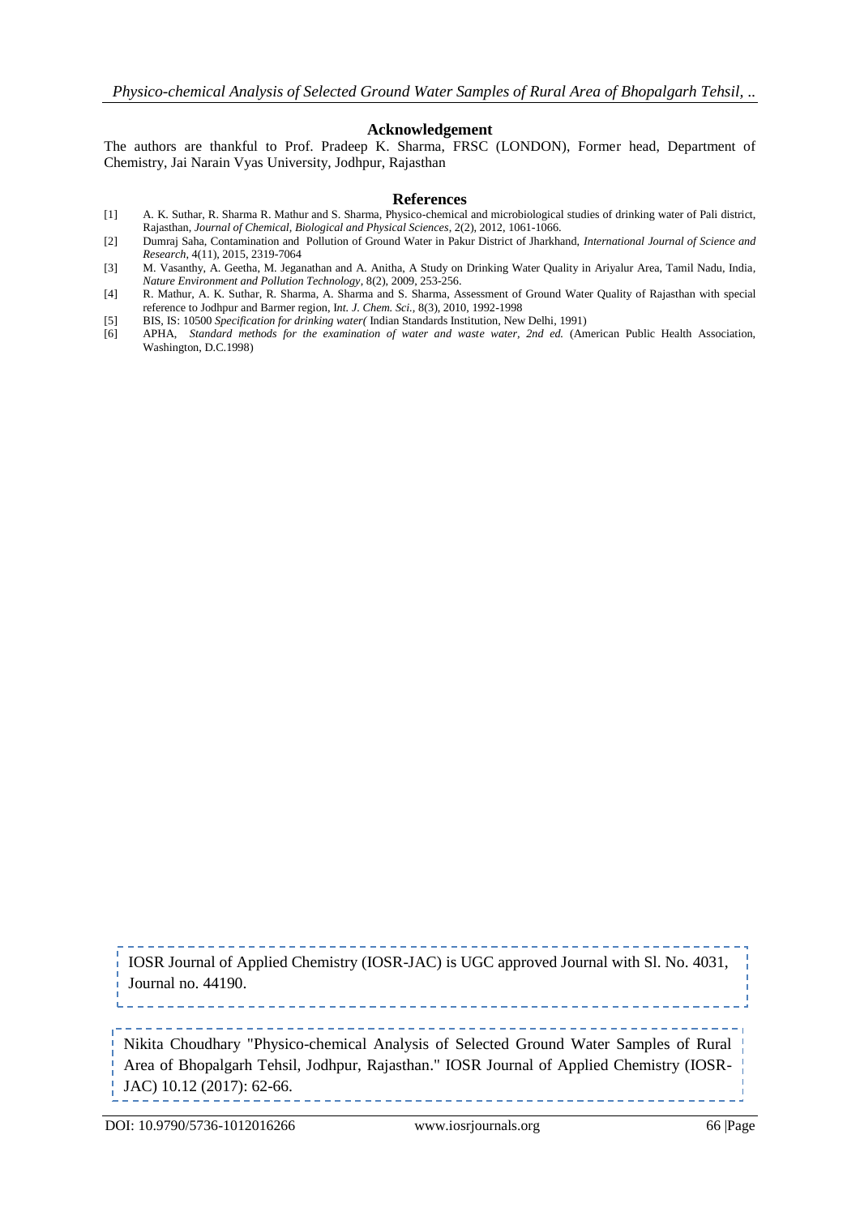## Acknowledgement

The authors are thankful to Prof. Pradeep K. Sharma, FRSC (LONDON), Former head, Department of Chemistry, Jai Narain Vyas University, Jodhpur, Rajasthan

## References

[1] A. K. Suthar, R. Sharma R. Mathur and S. Sharma, Physico-chemical and microbiological studies of drinking water of Pali district, Rajasthan, *Journal of Chemical, Biological and Physical Sciences*, 2(2), 2012, 1061-1066.

[2] Dumraj Saha, Contamination and Pollution of Ground Water in Pakur District of Jharkhand, *International Journal of Science and Research*, 4(11), 2015, 2319-7064

[3] M. Vasanthy, A. Geetha, M. Jeganathan and A. Anitha, A Study on Drinking Water Quality in Ariyalur Area, Tamil Nadu, India, *Nature Environment and Pollution Technology*, 8(2), 2009, 253-256.

[4] R. Mathur, A. K. Suthar, R. Sharma, A. Sharma and S. Sharma, Assessment of Ground Water Quality of Rajasthan with special reference to Jodhpur and Barmer region, I*nt. J. Chem. Sci.*, 8(3), 2010, 1992-1998

[5] BIS, IS: 10500 *Specification for drinking water(* Indian Standards Institution, New Delhi, 1991)

[6] APHA, *Standard methods for the examination of water and waste water, 2nd ed.* (American Public Health Association, Washington, D.C.1998)

IOSR Journal of Applied Chemistry (IOSR-JAC) is UGC approved Journal with Sl. No. 4031, Journal no. 44190.

Nikita Choudhary "Physico-chemical Analysis of Selected Ground Water Samples of Rural Area of Bhopalgarh Tehsil, Jodhpur, Rajasthan." IOSR Journal of Applied Chemistry (IOSR-JAC) 10.12 (2017): 62-66.